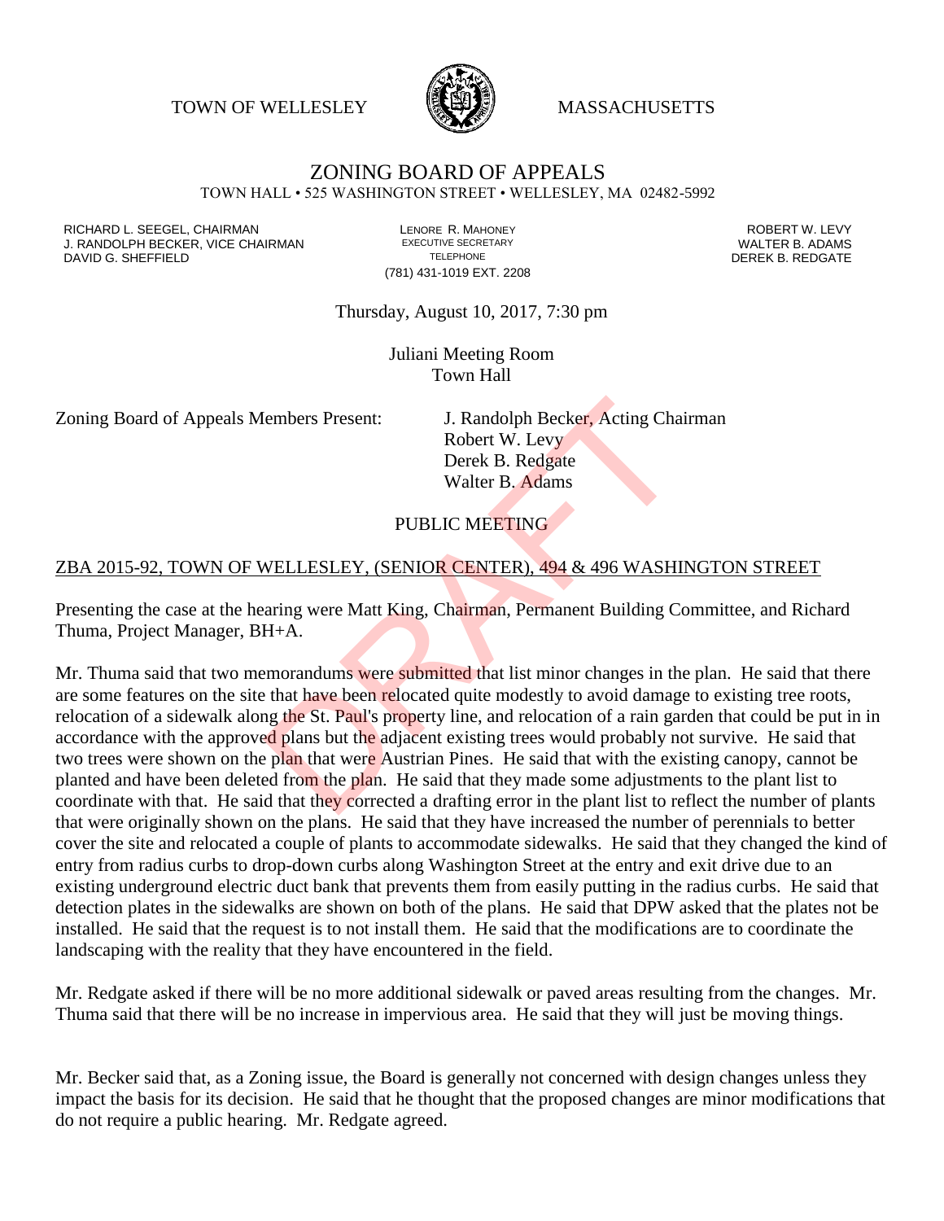TOWN OF WELLESLEY MASSACHUSETTS

# ZONING BOARD OF APPEALS

TOWN HALL • 525 WASHINGTON STREET • WELLESLEY, MA 02482-5992

RICHARD L. SEEGEL, CHAIRMAN
J. RANDOLPH BECKER, VICE CHAIRMAN
DAVID G. SHEFFIELD

LENORE R. MAHONEY
EXECUTIVE SECRETARY
TELEPHONE
(781) 431-1019 EXT. 2208

ROBERT W. LEVY
WALTER B. ADAMS
DEREK B. REDGATE

Thursday, August 10, 2017, 7:30 pm

Juliani Meeting Room
Town Hall

Zoning Board of Appeals Members Present: J. Randolph Becker, Acting Chairman
Robert W. Levy
Derek B. Redgate
Walter B. Adams

PUBLIC MEETING

ZBA 2015-92, TOWN OF WELLESLEY, (SENIOR CENTER), 494 & 496 WASHINGTON STREET

Presenting the case at the hearing were Matt King, Chairman, Permanent Building Committee, and Richard Thuma, Project Manager, BH+A.

Mr. Thuma said that two memorandums were submitted that list minor changes in the plan. He said that there are some features on the site that have been relocated quite modestly to avoid damage to existing tree roots, relocation of a sidewalk along the St. Paul's property line, and relocation of a rain garden that could be put in in accordance with the approved plans but the adjacent existing trees would probably not survive. He said that two trees were shown on the plan that were Austrian Pines. He said that with the existing canopy, cannot be planted and have been deleted from the plan. He said that they made some adjustments to the plant list to coordinate with that. He said that they corrected a drafting error in the plant list to reflect the number of plants that were originally shown on the plans. He said that they have increased the number of perennials to better cover the site and relocated a couple of plants to accommodate sidewalks. He said that they changed the kind of entry from radius curbs to drop-down curbs along Washington Street at the entry and exit drive due to an existing underground electric duct bank that prevents them from easily putting in the radius curbs. He said that detection plates in the sidewalks are shown on both of the plans. He said that DPW asked that the plates not be installed. He said that the request is to not install them. He said that the modifications are to coordinate the landscaping with the reality that they have encountered in the field.

Mr. Redgate asked if there will be no more additional sidewalk or paved areas resulting from the changes. Mr. Thuma said that there will be no increase in impervious area. He said that they will just be moving things.

Mr. Becker said that, as a Zoning issue, the Board is generally not concerned with design changes unless they impact the basis for its decision. He said that he thought that the proposed changes are minor modifications that do not require a public hearing. Mr. Redgate agreed.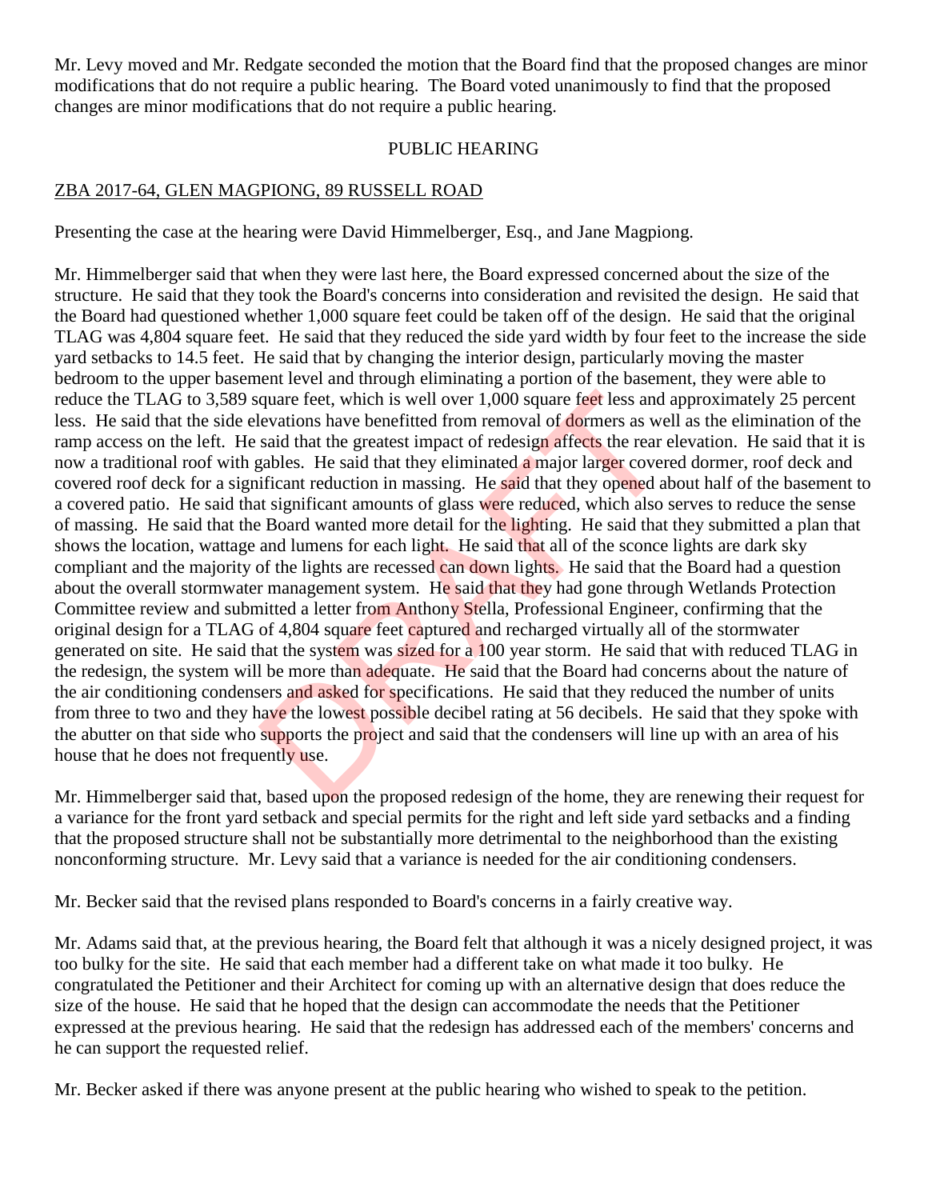Mr. Levy moved and Mr. Redgate seconded the motion that the Board find that the proposed changes are minor modifications that do not require a public hearing. The Board voted unanimously to find that the proposed changes are minor modifications that do not require a public hearing.

## PUBLIC HEARING

### ZBA 2017-64, GLEN MAGPIONG, 89 RUSSELL ROAD

Presenting the case at the hearing were David Himmelberger, Esq., and Jane Magpiong.

Mr. Himmelberger said that when they were last here, the Board expressed concerned about the size of the structure. He said that they took the Board's concerns into consideration and revisited the design. He said that the Board had questioned whether 1,000 square feet could be taken off of the design. He said that the original TLAG was 4,804 square feet. He said that they reduced the side yard width by four feet to the increase the side yard setbacks to 14.5 feet. He said that by changing the interior design, particularly moving the master bedroom to the upper basement level and through eliminating a portion of the basement, they were able to reduce the TLAG to 3,589 square feet, which is well over 1,000 square feet less and approximately 25 percent less. He said that the side elevations have benefitted from removal of dormers as well as the elimination of the ramp access on the left. He said that the greatest impact of redesign affects the rear elevation. He said that it is now a traditional roof with gables. He said that they eliminated a major larger covered dormer, roof deck and covered roof deck for a significant reduction in massing. He said that they opened about half of the basement to a covered patio. He said that significant amounts of glass were reduced, which also serves to reduce the sense of massing. He said that the Board wanted more detail for the lighting. He said that they submitted a plan that shows the location, wattage and lumens for each light. He said that all of the sconce lights are dark sky compliant and the majority of the lights are recessed can down lights. He said that the Board had a question about the overall stormwater management system. He said that they had gone through Wetlands Protection Committee review and submitted a letter from Anthony Stella, Professional Engineer, confirming that the original design for a TLAG of 4,804 square feet captured and recharged virtually all of the stormwater generated on site. He said that the system was sized for a 100 year storm. He said that with reduced TLAG in the redesign, the system will be more than adequate. He said that the Board had concerns about the nature of the air conditioning condensers and asked for specifications. He said that they reduced the number of units from three to two and they have the lowest possible decibel rating at 56 decibels. He said that they spoke with the abutter on that side who supports the project and said that the condensers will line up with an area of his house that he does not frequently use.

Mr. Himmelberger said that, based upon the proposed redesign of the home, they are renewing their request for a variance for the front yard setback and special permits for the right and left side yard setbacks and a finding that the proposed structure shall not be substantially more detrimental to the neighborhood than the existing nonconforming structure. Mr. Levy said that a variance is needed for the air conditioning condensers.

Mr. Becker said that the revised plans responded to Board's concerns in a fairly creative way.

Mr. Adams said that, at the previous hearing, the Board felt that although it was a nicely designed project, it was too bulky for the site. He said that each member had a different take on what made it too bulky. He congratulated the Petitioner and their Architect for coming up with an alternative design that does reduce the size of the house. He said that he hoped that the design can accommodate the needs that the Petitioner expressed at the previous hearing. He said that the redesign has addressed each of the members' concerns and he can support the requested relief.

Mr. Becker asked if there was anyone present at the public hearing who wished to speak to the petition.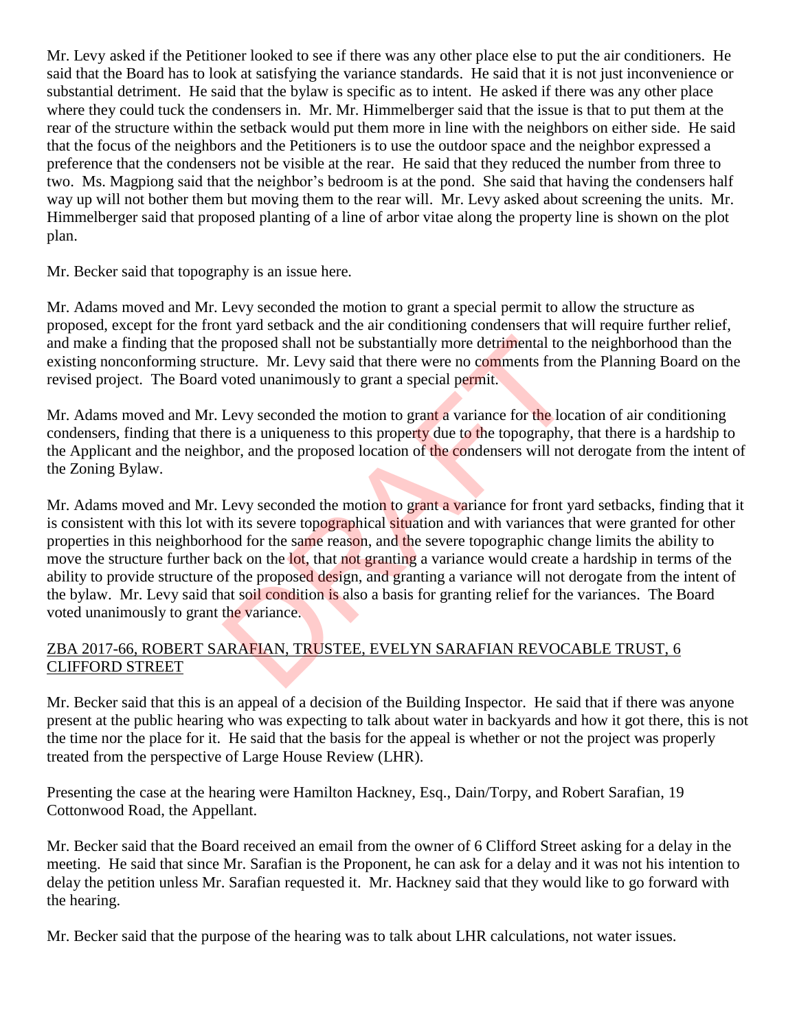Mr. Levy asked if the Petitioner looked to see if there was any other place else to put the air conditioners. He said that the Board has to look at satisfying the variance standards. He said that it is not just inconvenience or substantial detriment. He said that the bylaw is specific as to intent. He asked if there was any other place where they could tuck the condensers in. Mr. Mr. Himmelberger said that the issue is that to put them at the rear of the structure within the setback would put them more in line with the neighbors on either side. He said that the focus of the neighbors and the Petitioners is to use the outdoor space and the neighbor expressed a preference that the condensers not be visible at the rear. He said that they reduced the number from three to two. Ms. Magpiong said that the neighbor's bedroom is at the pond. She said that having the condensers half way up will not bother them but moving them to the rear will. Mr. Levy asked about screening the units. Mr. Himmelberger said that proposed planting of a line of arbor vitae along the property line is shown on the plot plan.

Mr. Becker said that topography is an issue here.

Mr. Adams moved and Mr. Levy seconded the motion to grant a special permit to allow the structure as proposed, except for the front yard setback and the air conditioning condensers that will require further relief, and make a finding that the proposed shall not be substantially more detrimental to the neighborhood than the existing nonconforming structure. Mr. Levy said that there were no comments from the Planning Board on the revised project. The Board voted unanimously to grant a special permit.

Mr. Adams moved and Mr. Levy seconded the motion to grant a variance for the location of air conditioning condensers, finding that there is a uniqueness to this property due to the topography, that there is a hardship to the Applicant and the neighbor, and the proposed location of the condensers will not derogate from the intent of the Zoning Bylaw.

Mr. Adams moved and Mr. Levy seconded the motion to grant a variance for front yard setbacks, finding that it is consistent with this lot with its severe topographical situation and with variances that were granted for other properties in this neighborhood for the same reason, and the severe topographic change limits the ability to move the structure further back on the lot, that not granting a variance would create a hardship in terms of the ability to provide structure of the proposed design, and granting a variance will not derogate from the intent of the bylaw. Mr. Levy said that soil condition is also a basis for granting relief for the variances. The Board voted unanimously to grant the variance.

ZBA 2017-66, ROBERT SARAFIAN, TRUSTEE, EVELYN SARAFIAN REVOCABLE TRUST, 6 CLIFFORD STREET

Mr. Becker said that this is an appeal of a decision of the Building Inspector. He said that if there was anyone present at the public hearing who was expecting to talk about water in backyards and how it got there, this is not the time nor the place for it. He said that the basis for the appeal is whether or not the project was properly treated from the perspective of Large House Review (LHR).

Presenting the case at the hearing were Hamilton Hackney, Esq., Dain/Torpy, and Robert Sarafian, 19 Cottonwood Road, the Appellant.

Mr. Becker said that the Board received an email from the owner of 6 Clifford Street asking for a delay in the meeting. He said that since Mr. Sarafian is the Proponent, he can ask for a delay and it was not his intention to delay the petition unless Mr. Sarafian requested it. Mr. Hackney said that they would like to go forward with the hearing.

Mr. Becker said that the purpose of the hearing was to talk about LHR calculations, not water issues.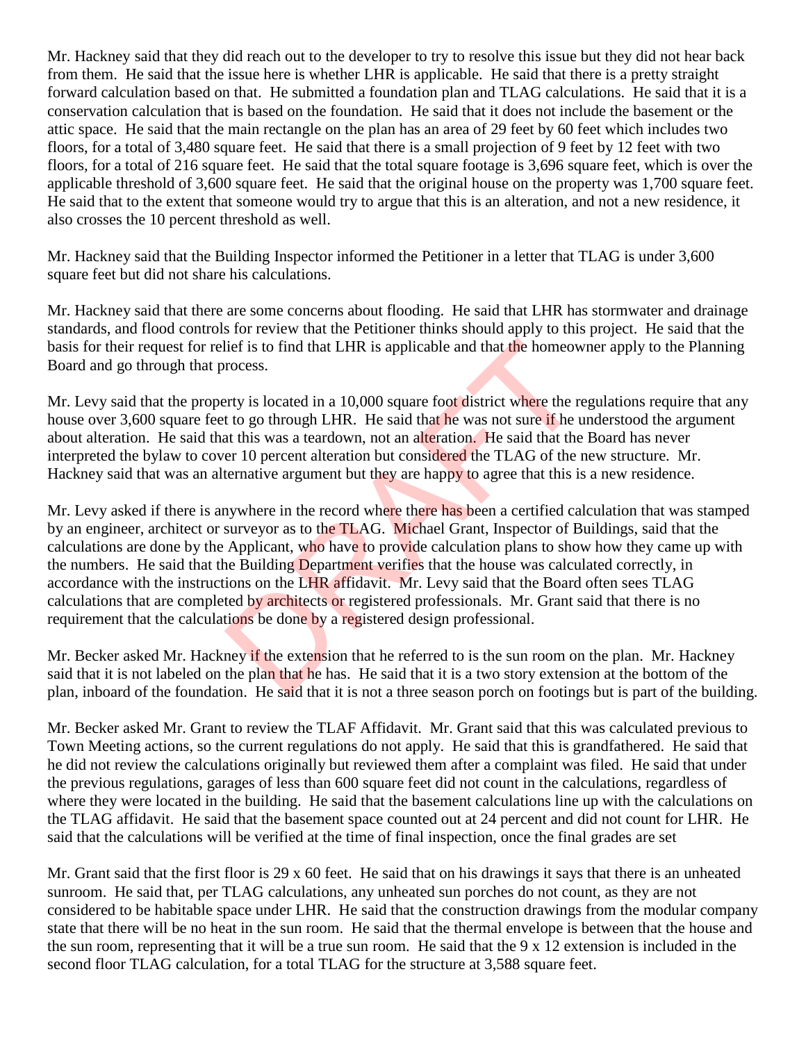Mr. Hackney said that they did reach out to the developer to try to resolve this issue but they did not hear back from them. He said that the issue here is whether LHR is applicable. He said that there is a pretty straight forward calculation based on that. He submitted a foundation plan and TLAG calculations. He said that it is a conservation calculation that is based on the foundation. He said that it does not include the basement or the attic space. He said that the main rectangle on the plan has an area of 29 feet by 60 feet which includes two floors, for a total of 3,480 square feet. He said that there is a small projection of 9 feet by 12 feet with two floors, for a total of 216 square feet. He said that the total square footage is 3,696 square feet, which is over the applicable threshold of 3,600 square feet. He said that the original house on the property was 1,700 square feet. He said that to the extent that someone would try to argue that this is an alteration, and not a new residence, it also crosses the 10 percent threshold as well.

Mr. Hackney said that the Building Inspector informed the Petitioner in a letter that TLAG is under 3,600 square feet but did not share his calculations.

Mr. Hackney said that there are some concerns about flooding. He said that LHR has stormwater and drainage standards, and flood controls for review that the Petitioner thinks should apply to this project. He said that the basis for their request for relief is to find that LHR is applicable and that the homeowner apply to the Planning Board and go through that process.

Mr. Levy said that the property is located in a 10,000 square foot district where the regulations require that any house over 3,600 square feet to go through LHR. He said that he was not sure if he understood the argument about alteration. He said that this was a teardown, not an alteration. He said that the Board has never interpreted the bylaw to cover 10 percent alteration but considered the TLAG of the new structure. Mr. Hackney said that was an alternative argument but they are happy to agree that this is a new residence.

Mr. Levy asked if there is anywhere in the record where there has been a certified calculation that was stamped by an engineer, architect or surveyor as to the TLAG. Michael Grant, Inspector of Buildings, said that the calculations are done by the Applicant, who have to provide calculation plans to show how they came up with the numbers. He said that the Building Department verifies that the house was calculated correctly, in accordance with the instructions on the LHR affidavit. Mr. Levy said that the Board often sees TLAG calculations that are completed by architects or registered professionals. Mr. Grant said that there is no requirement that the calculations be done by a registered design professional.

Mr. Becker asked Mr. Hackney if the extension that he referred to is the sun room on the plan. Mr. Hackney said that it is not labeled on the plan that he has. He said that it is a two story extension at the bottom of the plan, inboard of the foundation. He said that it is not a three season porch on footings but is part of the building.

Mr. Becker asked Mr. Grant to review the TLAF Affidavit. Mr. Grant said that this was calculated previous to Town Meeting actions, so the current regulations do not apply. He said that this is grandfathered. He said that he did not review the calculations originally but reviewed them after a complaint was filed. He said that under the previous regulations, garages of less than 600 square feet did not count in the calculations, regardless of where they were located in the building. He said that the basement calculations line up with the calculations on the TLAG affidavit. He said that the basement space counted out at 24 percent and did not count for LHR. He said that the calculations will be verified at the time of final inspection, once the final grades are set

Mr. Grant said that the first floor is 29 x 60 feet. He said that on his drawings it says that there is an unheated sunroom. He said that, per TLAG calculations, any unheated sun porches do not count, as they are not considered to be habitable space under LHR. He said that the construction drawings from the modular company state that there will be no heat in the sun room. He said that the thermal envelope is between that the house and the sun room, representing that it will be a true sun room. He said that the 9 x 12 extension is included in the second floor TLAG calculation, for a total TLAG for the structure at 3,588 square feet.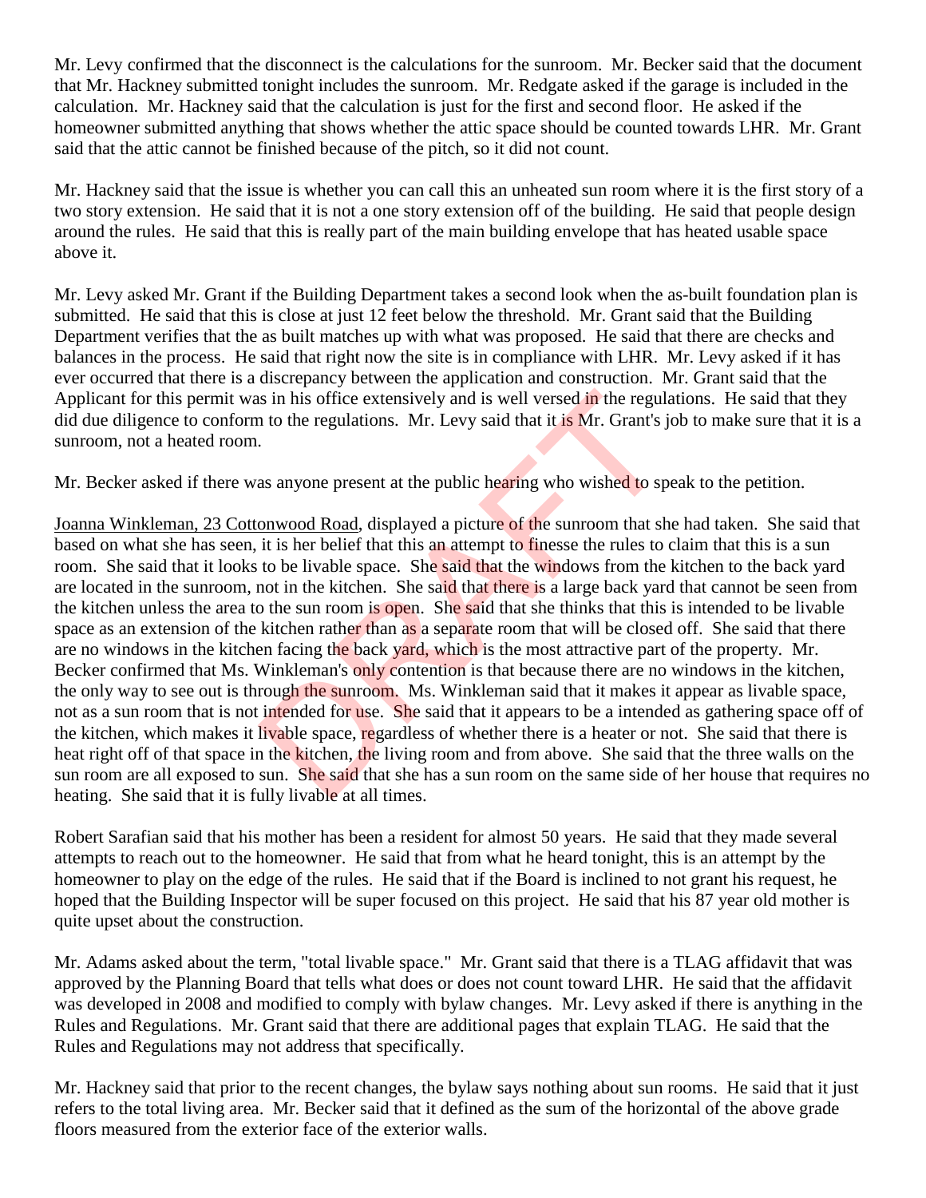Mr. Levy confirmed that the disconnect is the calculations for the sunroom. Mr. Becker said that the document that Mr. Hackney submitted tonight includes the sunroom. Mr. Redgate asked if the garage is included in the calculation. Mr. Hackney said that the calculation is just for the first and second floor. He asked if the homeowner submitted anything that shows whether the attic space should be counted towards LHR. Mr. Grant said that the attic cannot be finished because of the pitch, so it did not count.

Mr. Hackney said that the issue is whether you can call this an unheated sun room where it is the first story of a two story extension. He said that it is not a one story extension off of the building. He said that people design around the rules. He said that this is really part of the main building envelope that has heated usable space above it.

Mr. Levy asked Mr. Grant if the Building Department takes a second look when the as-built foundation plan is submitted. He said that this is close at just 12 feet below the threshold. Mr. Grant said that the Building Department verifies that the as built matches up with what was proposed. He said that there are checks and balances in the process. He said that right now the site is in compliance with LHR. Mr. Levy asked if it has ever occurred that there is a discrepancy between the application and construction. Mr. Grant said that the Applicant for this permit was in his office extensively and is well versed in the regulations. He said that they did due diligence to conform to the regulations. Mr. Levy said that it is Mr. Grant's job to make sure that it is a sunroom, not a heated room.

Mr. Becker asked if there was anyone present at the public hearing who wished to speak to the petition.

Joanna Winkleman, 23 Cottonwood Road, displayed a picture of the sunroom that she had taken. She said that based on what she has seen, it is her belief that this an attempt to finesse the rules to claim that this is a sun room. She said that it looks to be livable space. She said that the windows from the kitchen to the back yard are located in the sunroom, not in the kitchen. She said that there is a large back yard that cannot be seen from the kitchen unless the area to the sun room is open. She said that she thinks that this is intended to be livable space as an extension of the kitchen rather than as a separate room that will be closed off. She said that there are no windows in the kitchen facing the back yard, which is the most attractive part of the property. Mr. Becker confirmed that Ms. Winkleman's only contention is that because there are no windows in the kitchen, the only way to see out is through the sunroom. Ms. Winkleman said that it makes it appear as livable space, not as a sun room that is not intended for use. She said that it appears to be a intended as gathering space off of the kitchen, which makes it livable space, regardless of whether there is a heater or not. She said that there is heat right off of that space in the kitchen, the living room and from above. She said that the three walls on the sun room are all exposed to sun. She said that she has a sun room on the same side of her house that requires no heating. She said that it is fully livable at all times.

Robert Sarafian said that his mother has been a resident for almost 50 years. He said that they made several attempts to reach out to the homeowner. He said that from what he heard tonight, this is an attempt by the homeowner to play on the edge of the rules. He said that if the Board is inclined to not grant his request, he hoped that the Building Inspector will be super focused on this project. He said that his 87 year old mother is quite upset about the construction.

Mr. Adams asked about the term, "total livable space." Mr. Grant said that there is a TLAG affidavit that was approved by the Planning Board that tells what does or does not count toward LHR. He said that the affidavit was developed in 2008 and modified to comply with bylaw changes. Mr. Levy asked if there is anything in the Rules and Regulations. Mr. Grant said that there are additional pages that explain TLAG. He said that the Rules and Regulations may not address that specifically.

Mr. Hackney said that prior to the recent changes, the bylaw says nothing about sun rooms. He said that it just refers to the total living area. Mr. Becker said that it defined as the sum of the horizontal of the above grade floors measured from the exterior face of the exterior walls.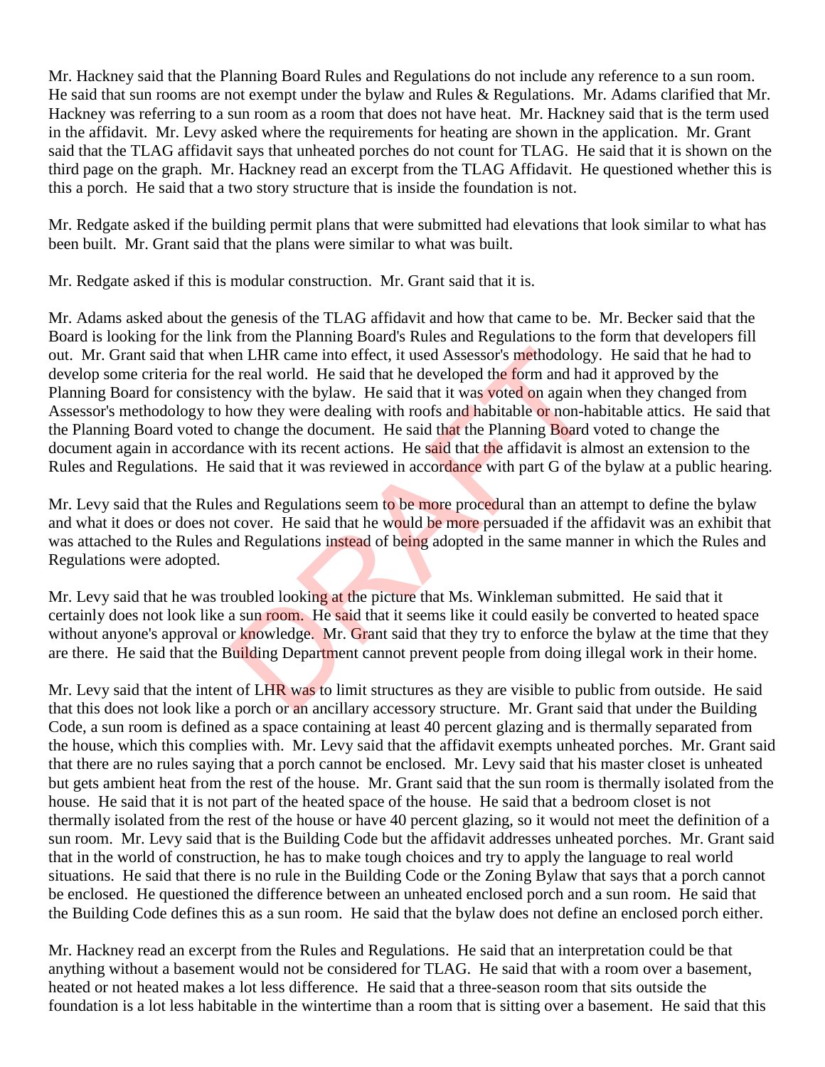Mr. Hackney said that the Planning Board Rules and Regulations do not include any reference to a sun room. He said that sun rooms are not exempt under the bylaw and Rules & Regulations. Mr. Adams clarified that Mr. Hackney was referring to a sun room as a room that does not have heat. Mr. Hackney said that is the term used in the affidavit. Mr. Levy asked where the requirements for heating are shown in the application. Mr. Grant said that the TLAG affidavit says that unheated porches do not count for TLAG. He said that it is shown on the third page on the graph. Mr. Hackney read an excerpt from the TLAG Affidavit. He questioned whether this is this a porch. He said that a two story structure that is inside the foundation is not.

Mr. Redgate asked if the building permit plans that were submitted had elevations that look similar to what has been built. Mr. Grant said that the plans were similar to what was built.

Mr. Redgate asked if this is modular construction. Mr. Grant said that it is.

Mr. Adams asked about the genesis of the TLAG affidavit and how that came to be. Mr. Becker said that the Board is looking for the link from the Planning Board's Rules and Regulations to the form that developers fill out. Mr. Grant said that when LHR came into effect, it used Assessor's methodology. He said that he had to develop some criteria for the real world. He said that he developed the form and had it approved by the Planning Board for consistency with the bylaw. He said that it was voted on again when they changed from Assessor's methodology to how they were dealing with roofs and habitable or non-habitable attics. He said that the Planning Board voted to change the document. He said that the Planning Board voted to change the document again in accordance with its recent actions. He said that the affidavit is almost an extension to the Rules and Regulations. He said that it was reviewed in accordance with part G of the bylaw at a public hearing.

Mr. Levy said that the Rules and Regulations seem to be more procedural than an attempt to define the bylaw and what it does or does not cover. He said that he would be more persuaded if the affidavit was an exhibit that was attached to the Rules and Regulations instead of being adopted in the same manner in which the Rules and Regulations were adopted.

Mr. Levy said that he was troubled looking at the picture that Ms. Winkleman submitted. He said that it certainly does not look like a sun room. He said that it seems like it could easily be converted to heated space without anyone's approval or knowledge. Mr. Grant said that they try to enforce the bylaw at the time that they are there. He said that the Building Department cannot prevent people from doing illegal work in their home.

Mr. Levy said that the intent of LHR was to limit structures as they are visible to public from outside. He said that this does not look like a porch or an ancillary accessory structure. Mr. Grant said that under the Building Code, a sun room is defined as a space containing at least 40 percent glazing and is thermally separated from the house, which this complies with. Mr. Levy said that the affidavit exempts unheated porches. Mr. Grant said that there are no rules saying that a porch cannot be enclosed. Mr. Levy said that his master closet is unheated but gets ambient heat from the rest of the house. Mr. Grant said that the sun room is thermally isolated from the house. He said that it is not part of the heated space of the house. He said that a bedroom closet is not thermally isolated from the rest of the house or have 40 percent glazing, so it would not meet the definition of a sun room. Mr. Levy said that is the Building Code but the affidavit addresses unheated porches. Mr. Grant said that in the world of construction, he has to make tough choices and try to apply the language to real world situations. He said that there is no rule in the Building Code or the Zoning Bylaw that says that a porch cannot be enclosed. He questioned the difference between an unheated enclosed porch and a sun room. He said that the Building Code defines this as a sun room. He said that the bylaw does not define an enclosed porch either.

Mr. Hackney read an excerpt from the Rules and Regulations. He said that an interpretation could be that anything without a basement would not be considered for TLAG. He said that with a room over a basement, heated or not heated makes a lot less difference. He said that a three-season room that sits outside the foundation is a lot less habitable in the wintertime than a room that is sitting over a basement. He said that this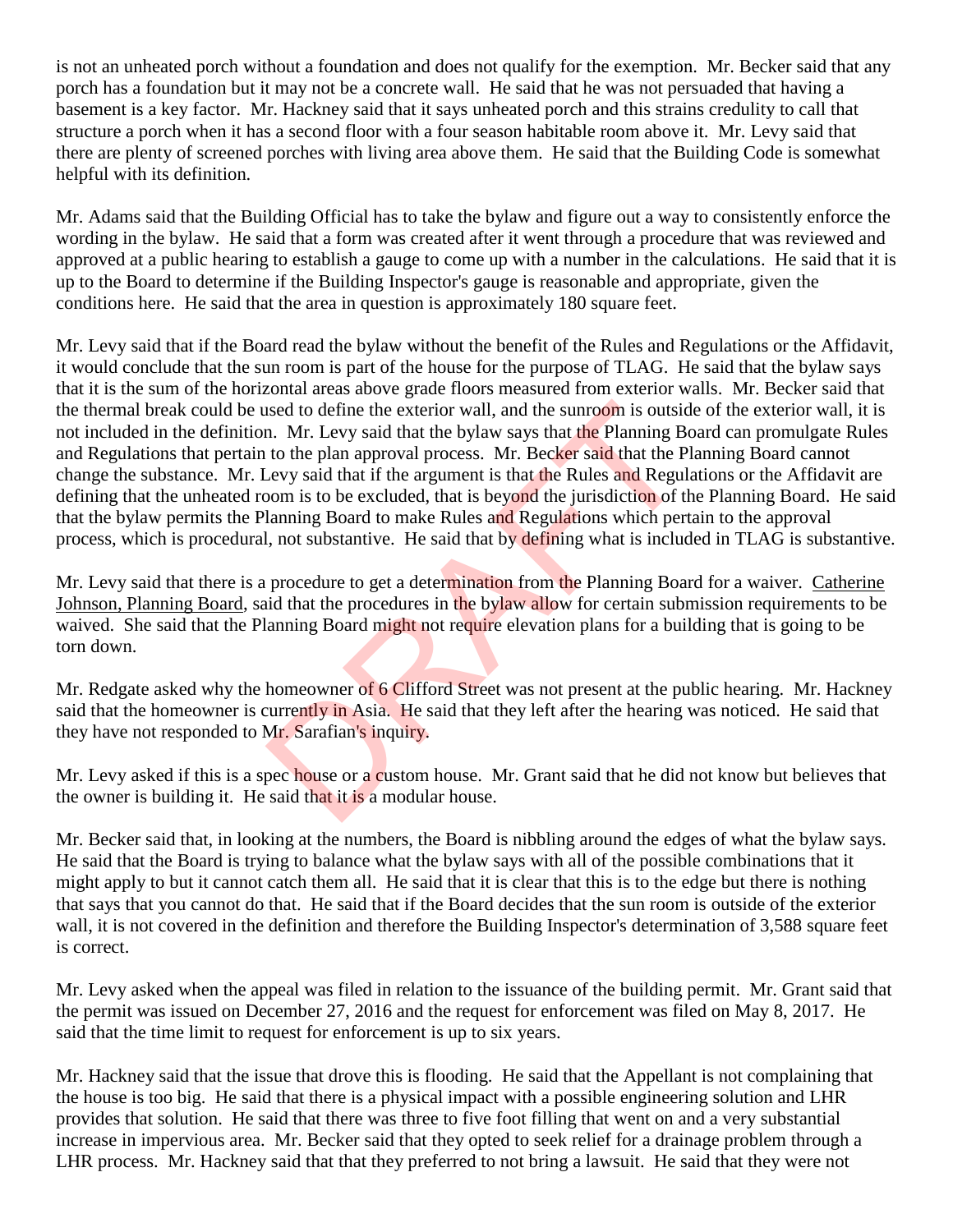is not an unheated porch without a foundation and does not qualify for the exemption. Mr. Becker said that any porch has a foundation but it may not be a concrete wall. He said that he was not persuaded that having a basement is a key factor. Mr. Hackney said that it says unheated porch and this strains credulity to call that structure a porch when it has a second floor with a four season habitable room above it. Mr. Levy said that there are plenty of screened porches with living area above them. He said that the Building Code is somewhat helpful with its definition.

Mr. Adams said that the Building Official has to take the bylaw and figure out a way to consistently enforce the wording in the bylaw. He said that a form was created after it went through a procedure that was reviewed and approved at a public hearing to establish a gauge to come up with a number in the calculations. He said that it is up to the Board to determine if the Building Inspector's gauge is reasonable and appropriate, given the conditions here. He said that the area in question is approximately 180 square feet.

Mr. Levy said that if the Board read the bylaw without the benefit of the Rules and Regulations or the Affidavit, it would conclude that the sun room is part of the house for the purpose of TLAG. He said that the bylaw says that it is the sum of the horizontal areas above grade floors measured from exterior walls. Mr. Becker said that the thermal break could be used to define the exterior wall, and the sunroom is outside of the exterior wall, it is not included in the definition. Mr. Levy said that the bylaw says that the Planning Board can promulgate Rules and Regulations that pertain to the plan approval process. Mr. Becker said that the Planning Board cannot change the substance. Mr. Levy said that if the argument is that the Rules and Regulations or the Affidavit are defining that the unheated room is to be excluded, that is beyond the jurisdiction of the Planning Board. He said that the bylaw permits the Planning Board to make Rules and Regulations which pertain to the approval process, which is procedural, not substantive. He said that by defining what is included in TLAG is substantive.

Mr. Levy said that there is a procedure to get a determination from the Planning Board for a waiver. Catherine Johnson, Planning Board, said that the procedures in the bylaw allow for certain submission requirements to be waived. She said that the Planning Board might not require elevation plans for a building that is going to be torn down.

Mr. Redgate asked why the homeowner of 6 Clifford Street was not present at the public hearing. Mr. Hackney said that the homeowner is currently in Asia. He said that they left after the hearing was noticed. He said that they have not responded to Mr. Sarafian's inquiry.

Mr. Levy asked if this is a spec house or a custom house. Mr. Grant said that he did not know but believes that the owner is building it. He said that it is a modular house.

Mr. Becker said that, in looking at the numbers, the Board is nibbling around the edges of what the bylaw says. He said that the Board is trying to balance what the bylaw says with all of the possible combinations that it might apply to but it cannot catch them all. He said that it is clear that this is to the edge but there is nothing that says that you cannot do that. He said that if the Board decides that the sun room is outside of the exterior wall, it is not covered in the definition and therefore the Building Inspector's determination of 3,588 square feet is correct.

Mr. Levy asked when the appeal was filed in relation to the issuance of the building permit. Mr. Grant said that the permit was issued on December 27, 2016 and the request for enforcement was filed on May 8, 2017. He said that the time limit to request for enforcement is up to six years.

Mr. Hackney said that the issue that drove this is flooding. He said that the Appellant is not complaining that the house is too big. He said that there is a physical impact with a possible engineering solution and LHR provides that solution. He said that there was three to five foot filling that went on and a very substantial increase in impervious area. Mr. Becker said that they opted to seek relief for a drainage problem through a LHR process. Mr. Hackney said that that they preferred to not bring a lawsuit. He said that they were not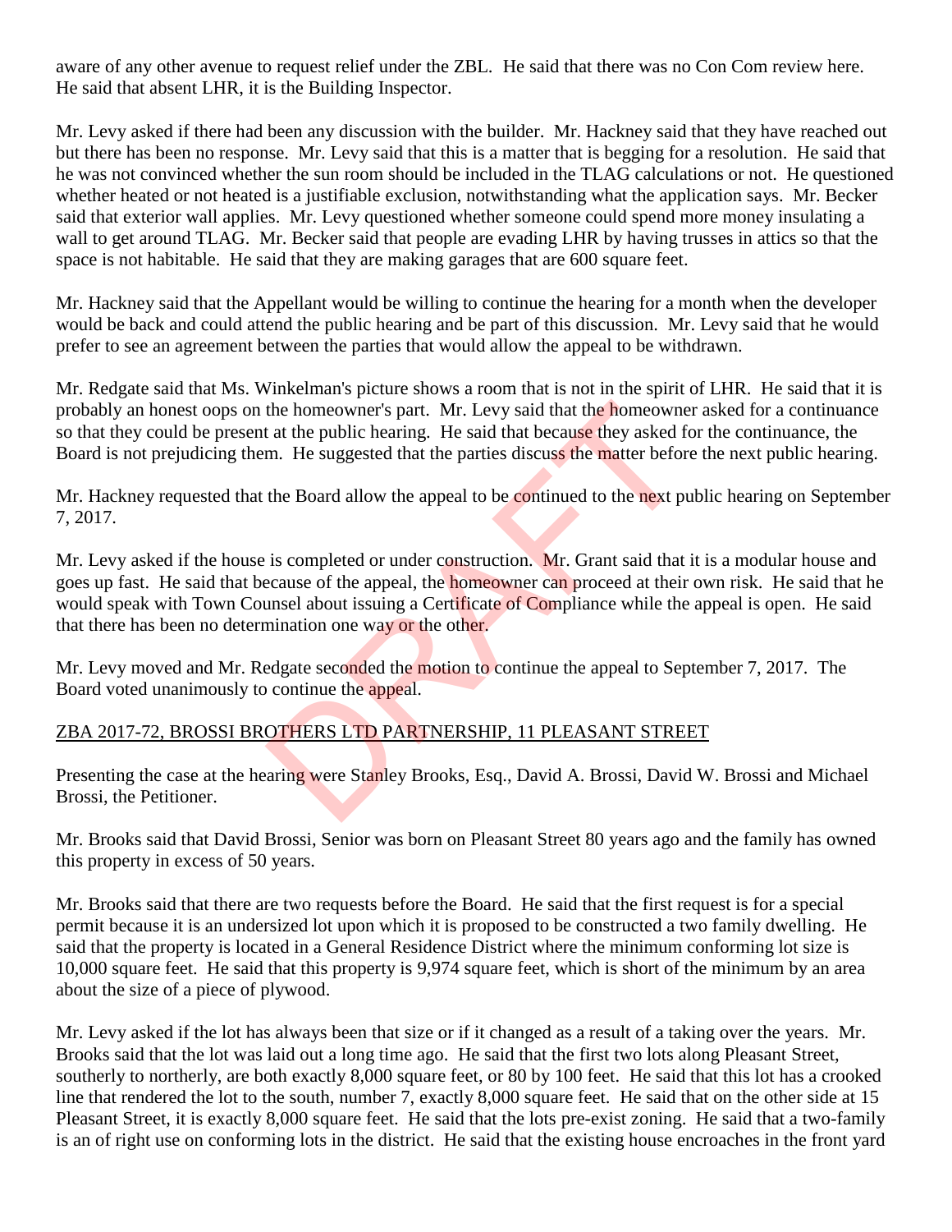aware of any other avenue to request relief under the ZBL. He said that there was no Con Com review here. He said that absent LHR, it is the Building Inspector.

Mr. Levy asked if there had been any discussion with the builder. Mr. Hackney said that they have reached out but there has been no response. Mr. Levy said that this is a matter that is begging for a resolution. He said that he was not convinced whether the sun room should be included in the TLAG calculations or not. He questioned whether heated or not heated is a justifiable exclusion, notwithstanding what the application says. Mr. Becker said that exterior wall applies. Mr. Levy questioned whether someone could spend more money insulating a wall to get around TLAG. Mr. Becker said that people are evading LHR by having trusses in attics so that the space is not habitable. He said that they are making garages that are 600 square feet.

Mr. Hackney said that the Appellant would be willing to continue the hearing for a month when the developer would be back and could attend the public hearing and be part of this discussion. Mr. Levy said that he would prefer to see an agreement between the parties that would allow the appeal to be withdrawn.

Mr. Redgate said that Ms. Winkelman's picture shows a room that is not in the spirit of LHR. He said that it is probably an honest oops on the homeowner's part. Mr. Levy said that the homeowner asked for a continuance so that they could be present at the public hearing. He said that because they asked for the continuance, the Board is not prejudicing them. He suggested that the parties discuss the matter before the next public hearing.

Mr. Hackney requested that the Board allow the appeal to be continued to the next public hearing on September 7, 2017.

Mr. Levy asked if the house is completed or under construction. Mr. Grant said that it is a modular house and goes up fast. He said that because of the appeal, the homeowner can proceed at their own risk. He said that he would speak with Town Counsel about issuing a Certificate of Compliance while the appeal is open. He said that there has been no determination one way or the other.

Mr. Levy moved and Mr. Redgate seconded the motion to continue the appeal to September 7, 2017. The Board voted unanimously to continue the appeal.

## ZBA 2017-72, BROSSI BROTHERS LTD PARTNERSHIP, 11 PLEASANT STREET

Presenting the case at the hearing were Stanley Brooks, Esq., David A. Brossi, David W. Brossi and Michael Brossi, the Petitioner.

Mr. Brooks said that David Brossi, Senior was born on Pleasant Street 80 years ago and the family has owned this property in excess of 50 years.

Mr. Brooks said that there are two requests before the Board. He said that the first request is for a special permit because it is an undersized lot upon which it is proposed to be constructed a two family dwelling. He said that the property is located in a General Residence District where the minimum conforming lot size is 10,000 square feet. He said that this property is 9,974 square feet, which is short of the minimum by an area about the size of a piece of plywood.

Mr. Levy asked if the lot has always been that size or if it changed as a result of a taking over the years. Mr. Brooks said that the lot was laid out a long time ago. He said that the first two lots along Pleasant Street, southerly to northerly, are both exactly 8,000 square feet, or 80 by 100 feet. He said that this lot has a crooked line that rendered the lot to the south, number 7, exactly 8,000 square feet. He said that on the other side at 15 Pleasant Street, it is exactly 8,000 square feet. He said that the lots pre-exist zoning. He said that a two-family is an of right use on conforming lots in the district. He said that the existing house encroaches in the front yard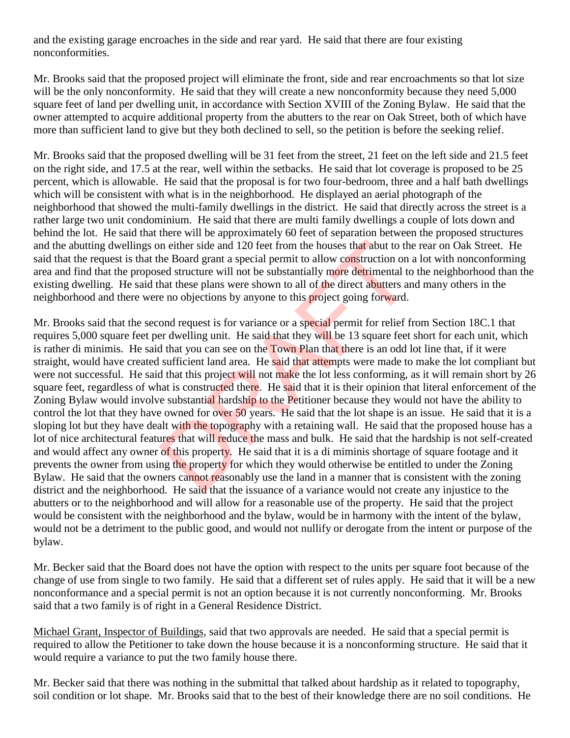and the existing garage encroaches in the side and rear yard. He said that there are four existing nonconformities.

Mr. Brooks said that the proposed project will eliminate the front, side and rear encroachments so that lot size will be the only nonconformity. He said that they will create a new nonconformity because they need 5,000 square feet of land per dwelling unit, in accordance with Section XVIII of the Zoning Bylaw. He said that the owner attempted to acquire additional property from the abutters to the rear on Oak Street, both of which have more than sufficient land to give but they both declined to sell, so the petition is before the seeking relief.

Mr. Brooks said that the proposed dwelling will be 31 feet from the street, 21 feet on the left side and 21.5 feet on the right side, and 17.5 at the rear, well within the setbacks. He said that lot coverage is proposed to be 25 percent, which is allowable. He said that the proposal is for two four-bedroom, three and a half bath dwellings which will be consistent with what is in the neighborhood. He displayed an aerial photograph of the neighborhood that showed the multi-family dwellings in the district. He said that directly across the street is a rather large two unit condominium. He said that there are multi family dwellings a couple of lots down and behind the lot. He said that there will be approximately 60 feet of separation between the proposed structures and the abutting dwellings on either side and 120 feet from the houses that abut to the rear on Oak Street. He said that the request is that the Board grant a special permit to allow construction on a lot with nonconforming area and find that the proposed structure will not be substantially more detrimental to the neighborhood than the existing dwelling. He said that these plans were shown to all of the direct abutters and many others in the neighborhood and there were no objections by anyone to this project going forward.

Mr. Brooks said that the second request is for variance or a special permit for relief from Section 18C.1 that requires 5,000 square feet per dwelling unit. He said that they will be 13 square feet short for each unit, which is rather di minimis. He said that you can see on the Town Plan that there is an odd lot line that, if it were straight, would have created sufficient land area. He said that attempts were made to make the lot compliant but were not successful. He said that this project will not make the lot less conforming, as it will remain short by 26 square feet, regardless of what is constructed there. He said that it is their opinion that literal enforcement of the Zoning Bylaw would involve substantial hardship to the Petitioner because they would not have the ability to control the lot that they have owned for over 50 years. He said that the lot shape is an issue. He said that it is a sloping lot but they have dealt with the topography with a retaining wall. He said that the proposed house has a lot of nice architectural features that will reduce the mass and bulk. He said that the hardship is not self-created and would affect any owner of this property. He said that it is a di miminis shortage of square footage and it prevents the owner from using the property for which they would otherwise be entitled to under the Zoning Bylaw. He said that the owners cannot reasonably use the land in a manner that is consistent with the zoning district and the neighborhood. He said that the issuance of a variance would not create any injustice to the abutters or to the neighborhood and will allow for a reasonable use of the property. He said that the project would be consistent with the neighborhood and the bylaw, would be in harmony with the intent of the bylaw, would not be a detriment to the public good, and would not nullify or derogate from the intent or purpose of the bylaw.

Mr. Becker said that the Board does not have the option with respect to the units per square foot because of the change of use from single to two family. He said that a different set of rules apply. He said that it will be a new nonconformance and a special permit is not an option because it is not currently nonconforming. Mr. Brooks said that a two family is of right in a General Residence District.

Michael Grant, Inspector of Buildings, said that two approvals are needed. He said that a special permit is required to allow the Petitioner to take down the house because it is a nonconforming structure. He said that it would require a variance to put the two family house there.

Mr. Becker said that there was nothing in the submittal that talked about hardship as it related to topography, soil condition or lot shape. Mr. Brooks said that to the best of their knowledge there are no soil conditions. He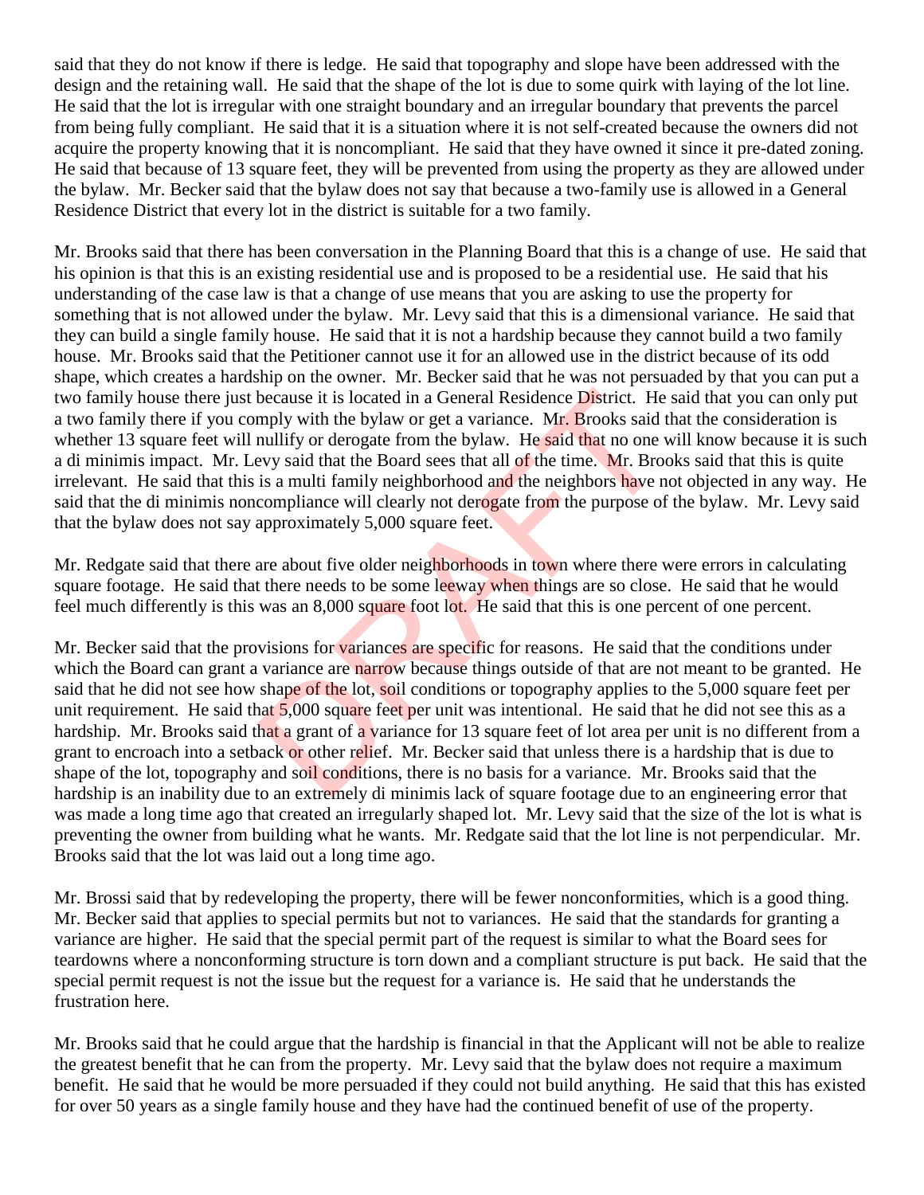said that they do not know if there is ledge. He said that topography and slope have been addressed with the design and the retaining wall. He said that the shape of the lot is due to some quirk with laying of the lot line. He said that the lot is irregular with one straight boundary and an irregular boundary that prevents the parcel from being fully compliant. He said that it is a situation where it is not self-created because the owners did not acquire the property knowing that it is noncompliant. He said that they have owned it since it pre-dated zoning. He said that because of 13 square feet, they will be prevented from using the property as they are allowed under the bylaw. Mr. Becker said that the bylaw does not say that because a two-family use is allowed in a General Residence District that every lot in the district is suitable for a two family.

Mr. Brooks said that there has been conversation in the Planning Board that this is a change of use. He said that his opinion is that this is an existing residential use and is proposed to be a residential use. He said that his understanding of the case law is that a change of use means that you are asking to use the property for something that is not allowed under the bylaw. Mr. Levy said that this is a dimensional variance. He said that they can build a single family house. He said that it is not a hardship because they cannot build a two family house. Mr. Brooks said that the Petitioner cannot use it for an allowed use in the district because of its odd shape, which creates a hardship on the owner. Mr. Becker said that he was not persuaded by that you can put a two family house there just because it is located in a General Residence District. He said that you can only put a two family there if you comply with the bylaw or get a variance. Mr. Brooks said that the consideration is whether 13 square feet will nullify or derogate from the bylaw. He said that no one will know because it is such a di minimis impact. Mr. Levy said that the Board sees that all of the time. Mr. Brooks said that this is quite irrelevant. He said that this is a multi family neighborhood and the neighbors have not objected in any way. He said that the di minimis noncompliance will clearly not derogate from the purpose of the bylaw. Mr. Levy said that the bylaw does not say approximately 5,000 square feet.

Mr. Redgate said that there are about five older neighborhoods in town where there were errors in calculating square footage. He said that there needs to be some leeway when things are so close. He said that he would feel much differently is this was an 8,000 square foot lot. He said that this is one percent of one percent.

Mr. Becker said that the provisions for variances are specific for reasons. He said that the conditions under which the Board can grant a variance are narrow because things outside of that are not meant to be granted. He said that he did not see how shape of the lot, soil conditions or topography applies to the 5,000 square feet per unit requirement. He said that 5,000 square feet per unit was intentional. He said that he did not see this as a hardship. Mr. Brooks said that a grant of a variance for 13 square feet of lot area per unit is no different from a grant to encroach into a setback or other relief. Mr. Becker said that unless there is a hardship that is due to shape of the lot, topography and soil conditions, there is no basis for a variance. Mr. Brooks said that the hardship is an inability due to an extremely di minimis lack of square footage due to an engineering error that was made a long time ago that created an irregularly shaped lot. Mr. Levy said that the size of the lot is what is preventing the owner from building what he wants. Mr. Redgate said that the lot line is not perpendicular. Mr. Brooks said that the lot was laid out a long time ago.

Mr. Brossi said that by redeveloping the property, there will be fewer nonconformities, which is a good thing. Mr. Becker said that applies to special permits but not to variances. He said that the standards for granting a variance are higher. He said that the special permit part of the request is similar to what the Board sees for teardowns where a nonconforming structure is torn down and a compliant structure is put back. He said that the special permit request is not the issue but the request for a variance is. He said that he understands the frustration here.

Mr. Brooks said that he could argue that the hardship is financial in that the Applicant will not be able to realize the greatest benefit that he can from the property. Mr. Levy said that the bylaw does not require a maximum benefit. He said that he would be more persuaded if they could not build anything. He said that this has existed for over 50 years as a single family house and they have had the continued benefit of use of the property.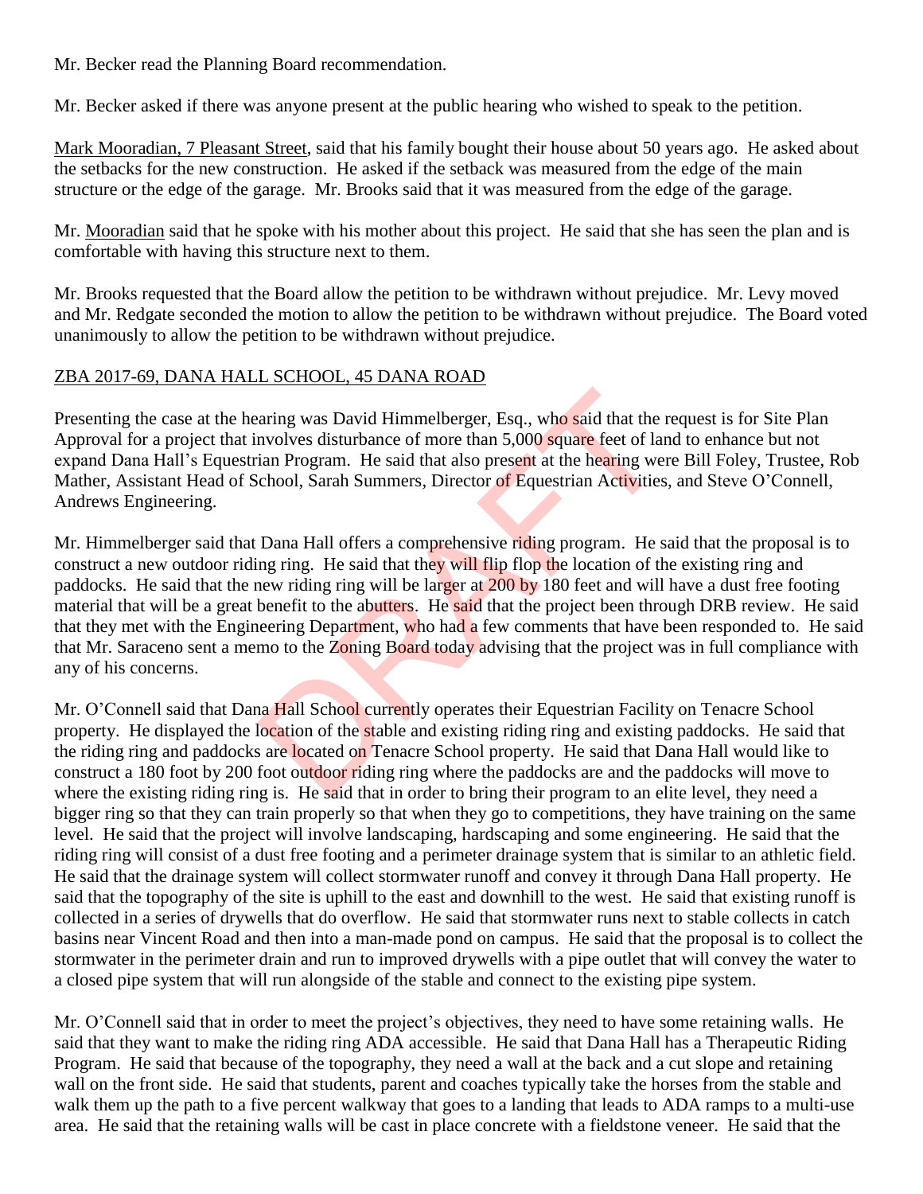Mr. Becker read the Planning Board recommendation.

Mr. Becker asked if there was anyone present at the public hearing who wished to speak to the petition.

Mark Mooradian, 7 Pleasant Street, said that his family bought their house about 50 years ago. He asked about the setbacks for the new construction. He asked if the setback was measured from the edge of the main structure or the edge of the garage. Mr. Brooks said that it was measured from the edge of the garage.

Mr. Mooradian said that he spoke with his mother about this project. He said that she has seen the plan and is comfortable with having this structure next to them.

Mr. Brooks requested that the Board allow the petition to be withdrawn without prejudice. Mr. Levy moved and Mr. Redgate seconded the motion to allow the petition to be withdrawn without prejudice. The Board voted unanimously to allow the petition to be withdrawn without prejudice.

ZBA 2017-69, DANA HALL SCHOOL, 45 DANA ROAD

Presenting the case at the hearing was David Himmelberger, Esq., who said that the request is for Site Plan Approval for a project that involves disturbance of more than 5,000 square feet of land to enhance but not expand Dana Hall's Equestrian Program. He said that also present at the hearing were Bill Foley, Trustee, Rob Mather, Assistant Head of School, Sarah Summers, Director of Equestrian Activities, and Steve O'Connell, Andrews Engineering.

Mr. Himmelberger said that Dana Hall offers a comprehensive riding program. He said that the proposal is to construct a new outdoor riding ring. He said that they will flip flop the location of the existing ring and paddocks. He said that the new riding ring will be larger at 200 by 180 feet and will have a dust free footing material that will be a great benefit to the abutters. He said that the project been through DRB review. He said that they met with the Engineering Department, who had a few comments that have been responded to. He said that Mr. Saraceno sent a memo to the Zoning Board today advising that the project was in full compliance with any of his concerns.

Mr. O'Connell said that Dana Hall School currently operates their Equestrian Facility on Tenacre School property. He displayed the location of the stable and existing riding ring and existing paddocks. He said that the riding ring and paddocks are located on Tenacre School property. He said that Dana Hall would like to construct a 180 foot by 200 foot outdoor riding ring where the paddocks are and the paddocks will move to where the existing riding ring is. He said that in order to bring their program to an elite level, they need a bigger ring so that they can train properly so that when they go to competitions, they have training on the same level. He said that the project will involve landscaping, hardscaping and some engineering. He said that the riding ring will consist of a dust free footing and a perimeter drainage system that is similar to an athletic field. He said that the drainage system will collect stormwater runoff and convey it through Dana Hall property. He said that the topography of the site is uphill to the east and downhill to the west. He said that existing runoff is collected in a series of drywells that do overflow. He said that stormwater runs next to stable collects in catch basins near Vincent Road and then into a man-made pond on campus. He said that the proposal is to collect the stormwater in the perimeter drain and run to improved drywells with a pipe outlet that will convey the water to a closed pipe system that will run alongside of the stable and connect to the existing pipe system.

Mr. O'Connell said that in order to meet the project's objectives, they need to have some retaining walls. He said that they want to make the riding ring ADA accessible. He said that Dana Hall has a Therapeutic Riding Program. He said that because of the topography, they need a wall at the back and a cut slope and retaining wall on the front side. He said that students, parent and coaches typically take the horses from the stable and walk them up the path to a five percent walkway that goes to a landing that leads to ADA ramps to a multi-use area. He said that the retaining walls will be cast in place concrete with a fieldstone veneer. He said that the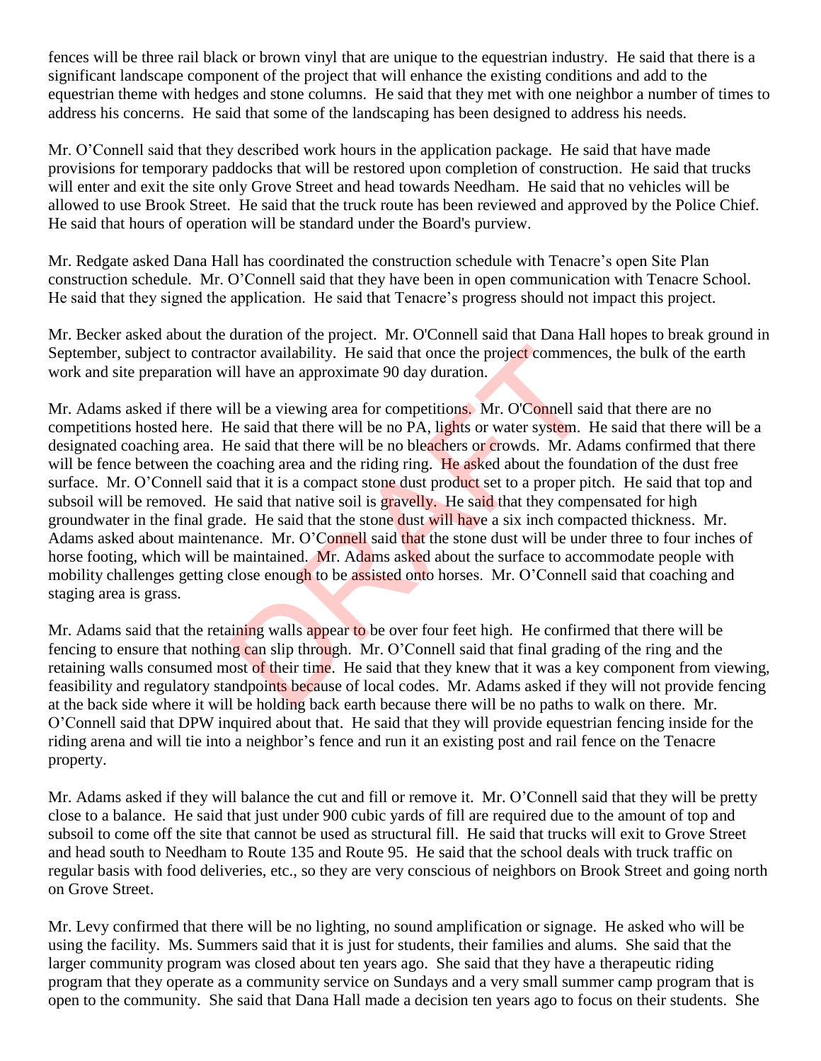fences will be three rail black or brown vinyl that are unique to the equestrian industry. He said that there is a significant landscape component of the project that will enhance the existing conditions and add to the equestrian theme with hedges and stone columns. He said that they met with one neighbor a number of times to address his concerns. He said that some of the landscaping has been designed to address his needs.

Mr. O'Connell said that they described work hours in the application package. He said that have made provisions for temporary paddocks that will be restored upon completion of construction. He said that trucks will enter and exit the site only Grove Street and head towards Needham. He said that no vehicles will be allowed to use Brook Street. He said that the truck route has been reviewed and approved by the Police Chief. He said that hours of operation will be standard under the Board's purview.

Mr. Redgate asked Dana Hall has coordinated the construction schedule with Tenacre's open Site Plan construction schedule. Mr. O'Connell said that they have been in open communication with Tenacre School. He said that they signed the application. He said that Tenacre's progress should not impact this project.

Mr. Becker asked about the duration of the project. Mr. O'Connell said that Dana Hall hopes to break ground in September, subject to contractor availability. He said that once the project commences, the bulk of the earth work and site preparation will have an approximate 90 day duration.

Mr. Adams asked if there will be a viewing area for competitions. Mr. O'Connell said that there are no competitions hosted here. He said that there will be no PA, lights or water system. He said that there will be a designated coaching area. He said that there will be no bleachers or crowds. Mr. Adams confirmed that there will be fence between the coaching area and the riding ring. He asked about the foundation of the dust free surface. Mr. O'Connell said that it is a compact stone dust product set to a proper pitch. He said that top and subsoil will be removed. He said that native soil is gravelly. He said that they compensated for high groundwater in the final grade. He said that the stone dust will have a six inch compacted thickness. Mr. Adams asked about maintenance. Mr. O'Connell said that the stone dust will be under three to four inches of horse footing, which will be maintained. Mr. Adams asked about the surface to accommodate people with mobility challenges getting close enough to be assisted onto horses. Mr. O'Connell said that coaching and staging area is grass.

Mr. Adams said that the retaining walls appear to be over four feet high. He confirmed that there will be fencing to ensure that nothing can slip through. Mr. O'Connell said that final grading of the ring and the retaining walls consumed most of their time. He said that they knew that it was a key component from viewing, feasibility and regulatory standpoints because of local codes. Mr. Adams asked if they will not provide fencing at the back side where it will be holding back earth because there will be no paths to walk on there. Mr. O'Connell said that DPW inquired about that. He said that they will provide equestrian fencing inside for the riding arena and will tie into a neighbor's fence and run it an existing post and rail fence on the Tenacre property.

Mr. Adams asked if they will balance the cut and fill or remove it. Mr. O'Connell said that they will be pretty close to a balance. He said that just under 900 cubic yards of fill are required due to the amount of top and subsoil to come off the site that cannot be used as structural fill. He said that trucks will exit to Grove Street and head south to Needham to Route 135 and Route 95. He said that the school deals with truck traffic on regular basis with food deliveries, etc., so they are very conscious of neighbors on Brook Street and going north on Grove Street.

Mr. Levy confirmed that there will be no lighting, no sound amplification or signage. He asked who will be using the facility. Ms. Summers said that it is just for students, their families and alums. She said that the larger community program was closed about ten years ago. She said that they have a therapeutic riding program that they operate as a community service on Sundays and a very small summer camp program that is open to the community. She said that Dana Hall made a decision ten years ago to focus on their students. She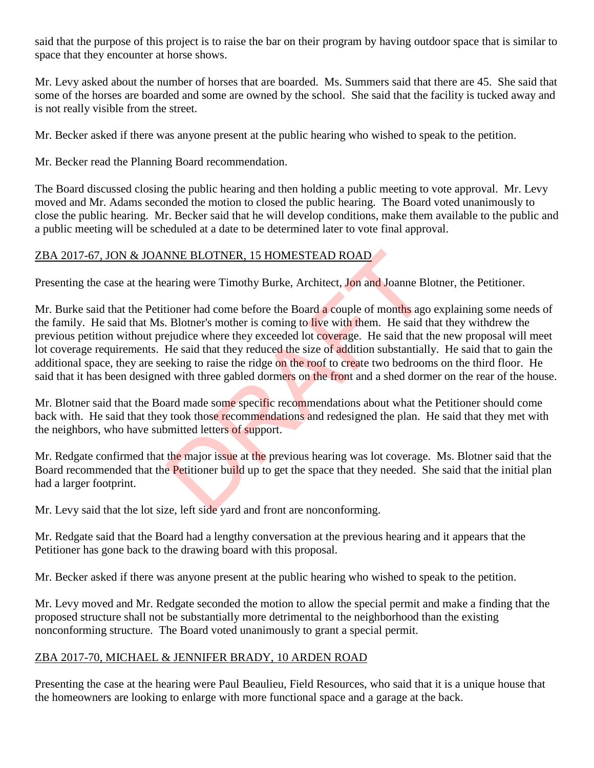said that the purpose of this project is to raise the bar on their program by having outdoor space that is similar to space that they encounter at horse shows.

Mr. Levy asked about the number of horses that are boarded. Ms. Summers said that there are 45. She said that some of the horses are boarded and some are owned by the school. She said that the facility is tucked away and is not really visible from the street.

Mr. Becker asked if there was anyone present at the public hearing who wished to speak to the petition.

Mr. Becker read the Planning Board recommendation.

The Board discussed closing the public hearing and then holding a public meeting to vote approval. Mr. Levy moved and Mr. Adams seconded the motion to closed the public hearing. The Board voted unanimously to close the public hearing. Mr. Becker said that he will develop conditions, make them available to the public and a public meeting will be scheduled at a date to be determined later to vote final approval.

ZBA 2017-67, JON & JOANNE BLOTNER, 15 HOMESTEAD ROAD

Presenting the case at the hearing were Timothy Burke, Architect, Jon and Joanne Blotner, the Petitioner.

Mr. Burke said that the Petitioner had come before the Board a couple of months ago explaining some needs of the family. He said that Ms. Blotner's mother is coming to live with them. He said that they withdrew the previous petition without prejudice where they exceeded lot coverage. He said that the new proposal will meet lot coverage requirements. He said that they reduced the size of addition substantially. He said that to gain the additional space, they are seeking to raise the ridge on the roof to create two bedrooms on the third floor. He said that it has been designed with three gabled dormers on the front and a shed dormer on the rear of the house.

Mr. Blotner said that the Board made some specific recommendations about what the Petitioner should come back with. He said that they took those recommendations and redesigned the plan. He said that they met with the neighbors, who have submitted letters of support.

Mr. Redgate confirmed that the major issue at the previous hearing was lot coverage. Ms. Blotner said that the Board recommended that the Petitioner build up to get the space that they needed. She said that the initial plan had a larger footprint.

Mr. Levy said that the lot size, left side yard and front are nonconforming.

Mr. Redgate said that the Board had a lengthy conversation at the previous hearing and it appears that the Petitioner has gone back to the drawing board with this proposal.

Mr. Becker asked if there was anyone present at the public hearing who wished to speak to the petition.

Mr. Levy moved and Mr. Redgate seconded the motion to allow the special permit and make a finding that the proposed structure shall not be substantially more detrimental to the neighborhood than the existing nonconforming structure. The Board voted unanimously to grant a special permit.

ZBA 2017-70, MICHAEL & JENNIFER BRADY, 10 ARDEN ROAD

Presenting the case at the hearing were Paul Beaulieu, Field Resources, who said that it is a unique house that the homeowners are looking to enlarge with more functional space and a garage at the back.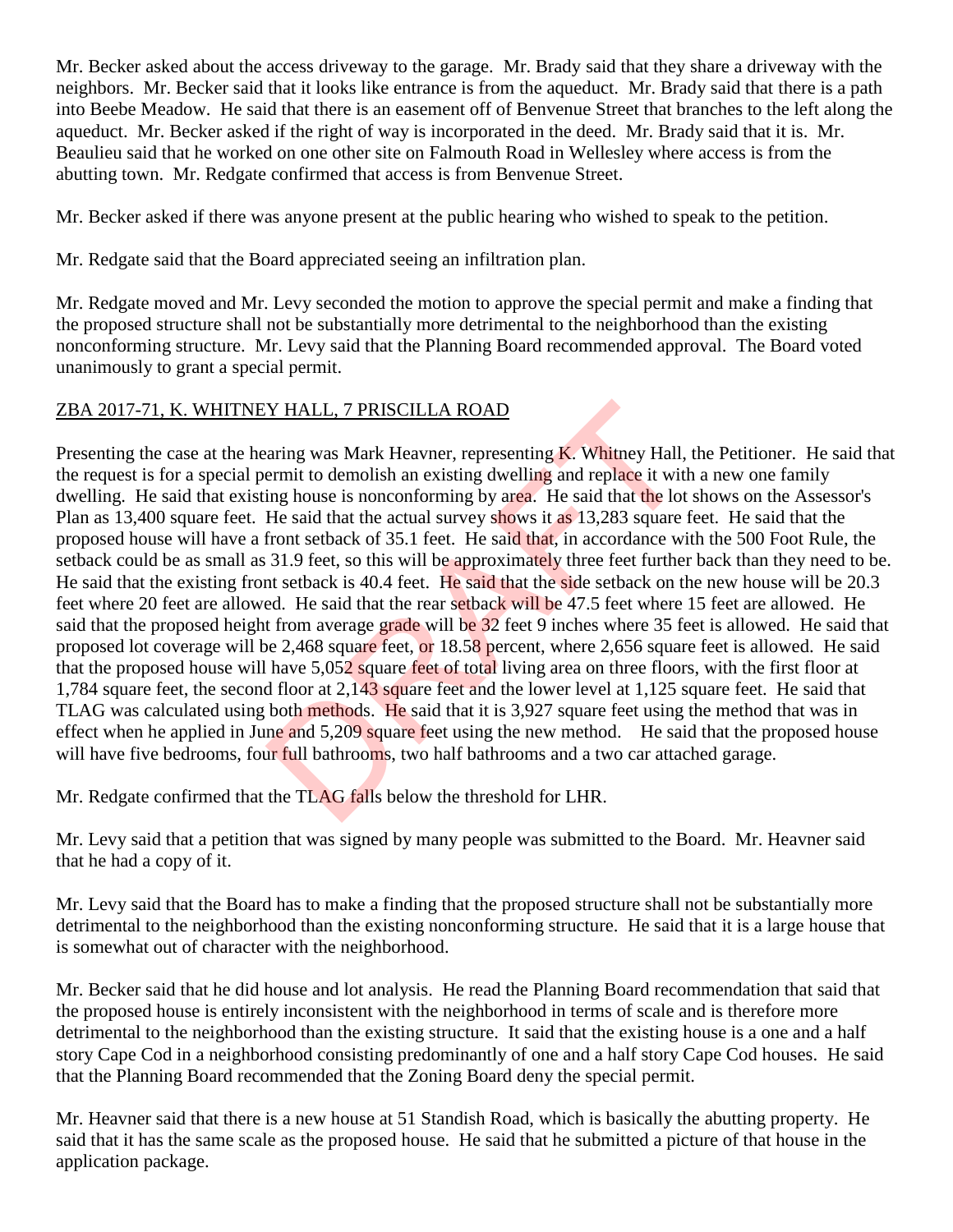Mr. Becker asked about the access driveway to the garage. Mr. Brady said that they share a driveway with the neighbors. Mr. Becker said that it looks like entrance is from the aqueduct. Mr. Brady said that there is a path into Beebe Meadow. He said that there is an easement off of Benvenue Street that branches to the left along the aqueduct. Mr. Becker asked if the right of way is incorporated in the deed. Mr. Brady said that it is. Mr. Beaulieu said that he worked on one other site on Falmouth Road in Wellesley where access is from the abutting town. Mr. Redgate confirmed that access is from Benvenue Street.

Mr. Becker asked if there was anyone present at the public hearing who wished to speak to the petition.

Mr. Redgate said that the Board appreciated seeing an infiltration plan.

Mr. Redgate moved and Mr. Levy seconded the motion to approve the special permit and make a finding that the proposed structure shall not be substantially more detrimental to the neighborhood than the existing nonconforming structure. Mr. Levy said that the Planning Board recommended approval. The Board voted unanimously to grant a special permit.

ZBA 2017-71, K. WHITNEY HALL, 7 PRISCILLA ROAD

Presenting the case at the hearing was Mark Heavner, representing K. Whitney Hall, the Petitioner. He said that the request is for a special permit to demolish an existing dwelling and replace it with a new one family dwelling. He said that existing house is nonconforming by area. He said that the lot shows on the Assessor's Plan as 13,400 square feet. He said that the actual survey shows it as 13,283 square feet. He said that the proposed house will have a front setback of 35.1 feet. He said that, in accordance with the 500 Foot Rule, the setback could be as small as 31.9 feet, so this will be approximately three feet further back than they need to be. He said that the existing front setback is 40.4 feet. He said that the side setback on the new house will be 20.3 feet where 20 feet are allowed. He said that the rear setback will be 47.5 feet where 15 feet are allowed. He said that the proposed height from average grade will be 32 feet 9 inches where 35 feet is allowed. He said that proposed lot coverage will be 2,468 square feet, or 18.58 percent, where 2,656 square feet is allowed. He said that the proposed house will have 5,052 square feet of total living area on three floors, with the first floor at 1,784 square feet, the second floor at 2,143 square feet and the lower level at 1,125 square feet. He said that TLAG was calculated using both methods. He said that it is 3,927 square feet using the method that was in effect when he applied in June and 5,209 square feet using the new method. He said that the proposed house will have five bedrooms, four full bathrooms, two half bathrooms and a two car attached garage.

Mr. Redgate confirmed that the TLAG falls below the threshold for LHR.

Mr. Levy said that a petition that was signed by many people was submitted to the Board. Mr. Heavner said that he had a copy of it.

Mr. Levy said that the Board has to make a finding that the proposed structure shall not be substantially more detrimental to the neighborhood than the existing nonconforming structure. He said that it is a large house that is somewhat out of character with the neighborhood.

Mr. Becker said that he did house and lot analysis. He read the Planning Board recommendation that said that the proposed house is entirely inconsistent with the neighborhood in terms of scale and is therefore more detrimental to the neighborhood than the existing structure. It said that the existing house is a one and a half story Cape Cod in a neighborhood consisting predominantly of one and a half story Cape Cod houses. He said that the Planning Board recommended that the Zoning Board deny the special permit.

Mr. Heavner said that there is a new house at 51 Standish Road, which is basically the abutting property. He said that it has the same scale as the proposed house. He said that he submitted a picture of that house in the application package.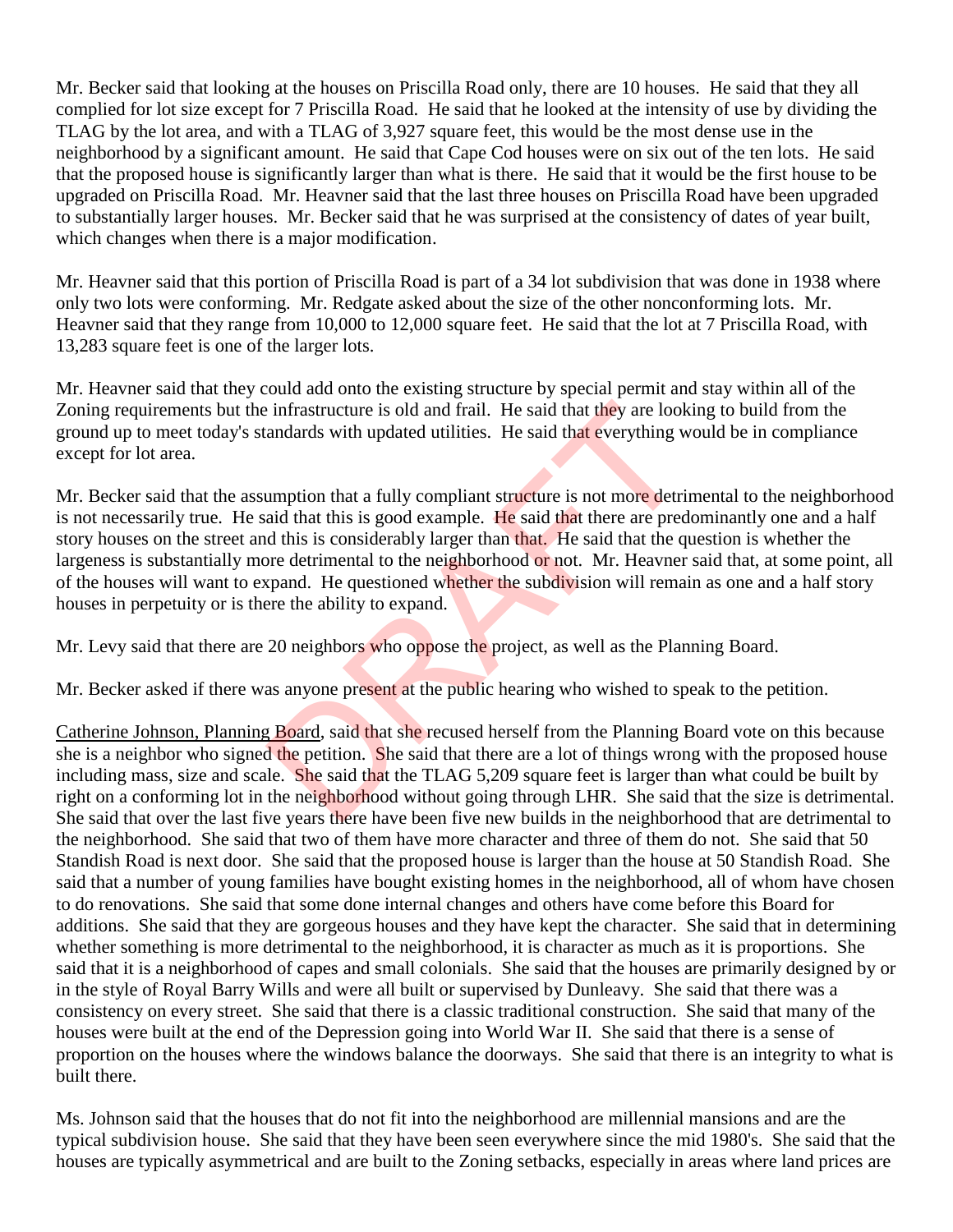Mr. Becker said that looking at the houses on Priscilla Road only, there are 10 houses. He said that they all complied for lot size except for 7 Priscilla Road. He said that he looked at the intensity of use by dividing the TLAG by the lot area, and with a TLAG of 3,927 square feet, this would be the most dense use in the neighborhood by a significant amount. He said that Cape Cod houses were on six out of the ten lots. He said that the proposed house is significantly larger than what is there. He said that it would be the first house to be upgraded on Priscilla Road. Mr. Heavner said that the last three houses on Priscilla Road have been upgraded to substantially larger houses. Mr. Becker said that he was surprised at the consistency of dates of year built, which changes when there is a major modification.

Mr. Heavner said that this portion of Priscilla Road is part of a 34 lot subdivision that was done in 1938 where only two lots were conforming. Mr. Redgate asked about the size of the other nonconforming lots. Mr. Heavner said that they range from 10,000 to 12,000 square feet. He said that the lot at 7 Priscilla Road, with 13,283 square feet is one of the larger lots.

Mr. Heavner said that they could add onto the existing structure by special permit and stay within all of the Zoning requirements but the infrastructure is old and frail. He said that they are looking to build from the ground up to meet today's standards with updated utilities. He said that everything would be in compliance except for lot area.

Mr. Becker said that the assumption that a fully compliant structure is not more detrimental to the neighborhood is not necessarily true. He said that this is good example. He said that there are predominantly one and a half story houses on the street and this is considerably larger than that. He said that the question is whether the largeness is substantially more detrimental to the neighborhood or not. Mr. Heavner said that, at some point, all of the houses will want to expand. He questioned whether the subdivision will remain as one and a half story houses in perpetuity or is there the ability to expand.

Mr. Levy said that there are 20 neighbors who oppose the project, as well as the Planning Board.

Mr. Becker asked if there was anyone present at the public hearing who wished to speak to the petition.

Catherine Johnson, Planning Board, said that she recused herself from the Planning Board vote on this because she is a neighbor who signed the petition. She said that there are a lot of things wrong with the proposed house including mass, size and scale. She said that the TLAG 5,209 square feet is larger than what could be built by right on a conforming lot in the neighborhood without going through LHR. She said that the size is detrimental. She said that over the last five years there have been five new builds in the neighborhood that are detrimental to the neighborhood. She said that two of them have more character and three of them do not. She said that 50 Standish Road is next door. She said that the proposed house is larger than the house at 50 Standish Road. She said that a number of young families have bought existing homes in the neighborhood, all of whom have chosen to do renovations. She said that some done internal changes and others have come before this Board for additions. She said that they are gorgeous houses and they have kept the character. She said that in determining whether something is more detrimental to the neighborhood, it is character as much as it is proportions. She said that it is a neighborhood of capes and small colonials. She said that the houses are primarily designed by or in the style of Royal Barry Wills and were all built or supervised by Dunleavy. She said that there was a consistency on every street. She said that there is a classic traditional construction. She said that many of the houses were built at the end of the Depression going into World War II. She said that there is a sense of proportion on the houses where the windows balance the doorways. She said that there is an integrity to what is built there.

Ms. Johnson said that the houses that do not fit into the neighborhood are millennial mansions and are the typical subdivision house. She said that they have been seen everywhere since the mid 1980's. She said that the houses are typically asymmetrical and are built to the Zoning setbacks, especially in areas where land prices are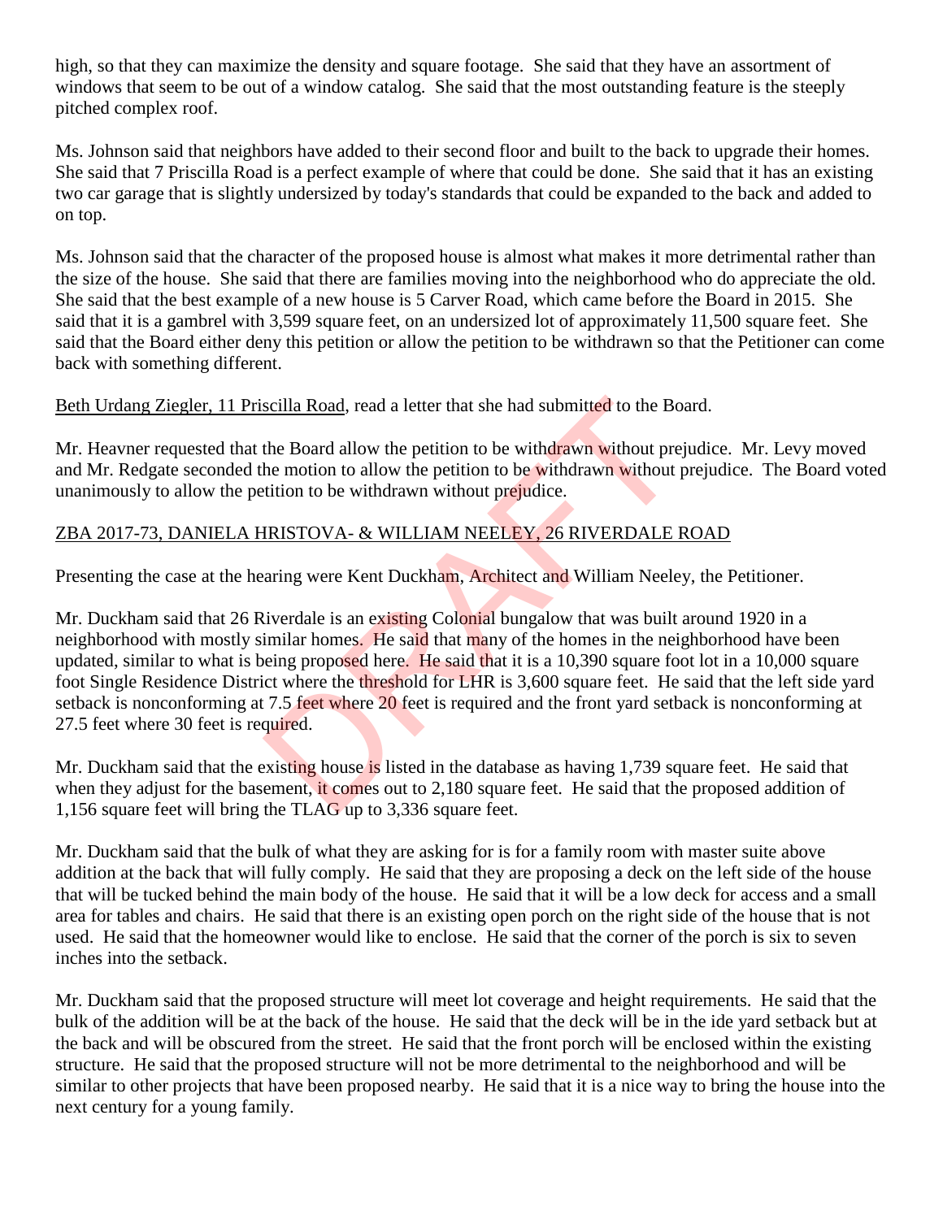high, so that they can maximize the density and square footage. She said that they have an assortment of windows that seem to be out of a window catalog. She said that the most outstanding feature is the steeply pitched complex roof.

Ms. Johnson said that neighbors have added to their second floor and built to the back to upgrade their homes. She said that 7 Priscilla Road is a perfect example of where that could be done. She said that it has an existing two car garage that is slightly undersized by today's standards that could be expanded to the back and added to on top.

Ms. Johnson said that the character of the proposed house is almost what makes it more detrimental rather than the size of the house. She said that there are families moving into the neighborhood who do appreciate the old. She said that the best example of a new house is 5 Carver Road, which came before the Board in 2015. She said that it is a gambrel with 3,599 square feet, on an undersized lot of approximately 11,500 square feet. She said that the Board either deny this petition or allow the petition to be withdrawn so that the Petitioner can come back with something different.

<u>Beth Urdang Ziegler, 11 Priscilla Road</u>, read a letter that she had submitted to the Board.

Mr. Heavner requested that the Board allow the petition to be withdrawn without prejudice. Mr. Levy moved and Mr. Redgate seconded the motion to allow the petition to be withdrawn without prejudice. The Board voted unanimously to allow the petition to be withdrawn without prejudice.

<u>ZBA 2017-73, DANIELA HRISTOVA- & WILLIAM NEELEY, 26 RIVERDALE ROAD</u>

Presenting the case at the hearing were Kent Duckham, Architect and William Neeley, the Petitioner.

Mr. Duckham said that 26 Riverdale is an existing Colonial bungalow that was built around 1920 in a neighborhood with mostly similar homes. He said that many of the homes in the neighborhood have been updated, similar to what is being proposed here. He said that it is a 10,390 square foot lot in a 10,000 square foot Single Residence District where the threshold for LHR is 3,600 square feet. He said that the left side yard setback is nonconforming at 7.5 feet where 20 feet is required and the front yard setback is nonconforming at 27.5 feet where 30 feet is required.

Mr. Duckham said that the existing house is listed in the database as having 1,739 square feet. He said that when they adjust for the basement, it comes out to 2,180 square feet. He said that the proposed addition of 1,156 square feet will bring the TLAG up to 3,336 square feet.

Mr. Duckham said that the bulk of what they are asking for is for a family room with master suite above addition at the back that will fully comply. He said that they are proposing a deck on the left side of the house that will be tucked behind the main body of the house. He said that it will be a low deck for access and a small area for tables and chairs. He said that there is an existing open porch on the right side of the house that is not used. He said that the homeowner would like to enclose. He said that the corner of the porch is six to seven inches into the setback.

Mr. Duckham said that the proposed structure will meet lot coverage and height requirements. He said that the bulk of the addition will be at the back of the house. He said that the deck will be in the ide yard setback but at the back and will be obscured from the street. He said that the front porch will be enclosed within the existing structure. He said that the proposed structure will not be more detrimental to the neighborhood and will be similar to other projects that have been proposed nearby. He said that it is a nice way to bring the house into the next century for a young family.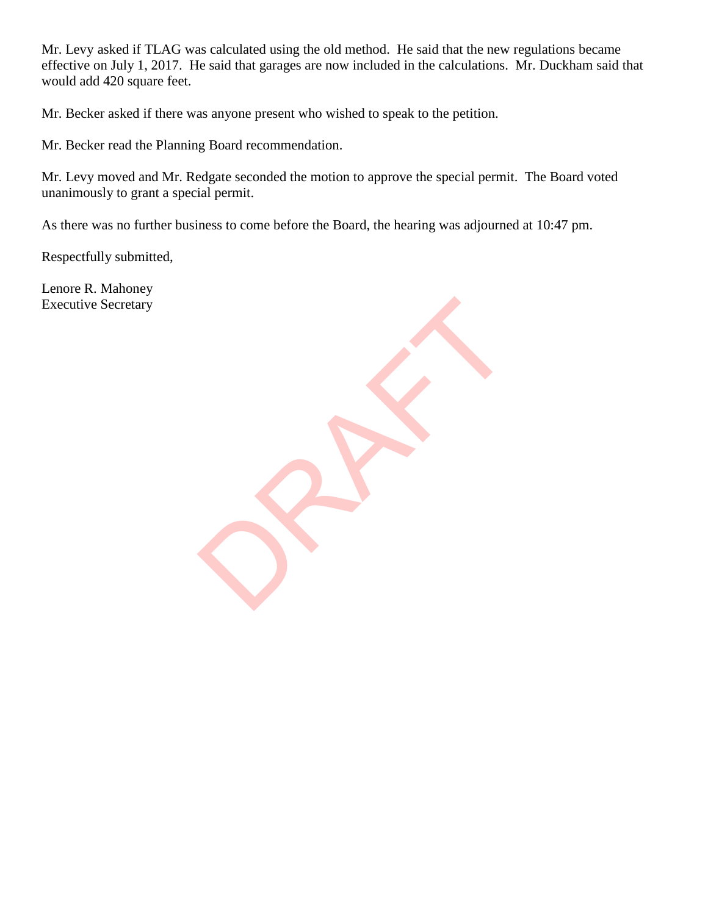Mr. Levy asked if TLAG was calculated using the old method. He said that the new regulations became effective on July 1, 2017. He said that garages are now included in the calculations. Mr. Duckham said that would add 420 square feet.

Mr. Becker asked if there was anyone present who wished to speak to the petition.

Mr. Becker read the Planning Board recommendation.

Mr. Levy moved and Mr. Redgate seconded the motion to approve the special permit. The Board voted unanimously to grant a special permit.

As there was no further business to come before the Board, the hearing was adjourned at 10:47 pm.

Respectfully submitted,

Lenore R. Mahoney
Executive Secretary

DRAFT